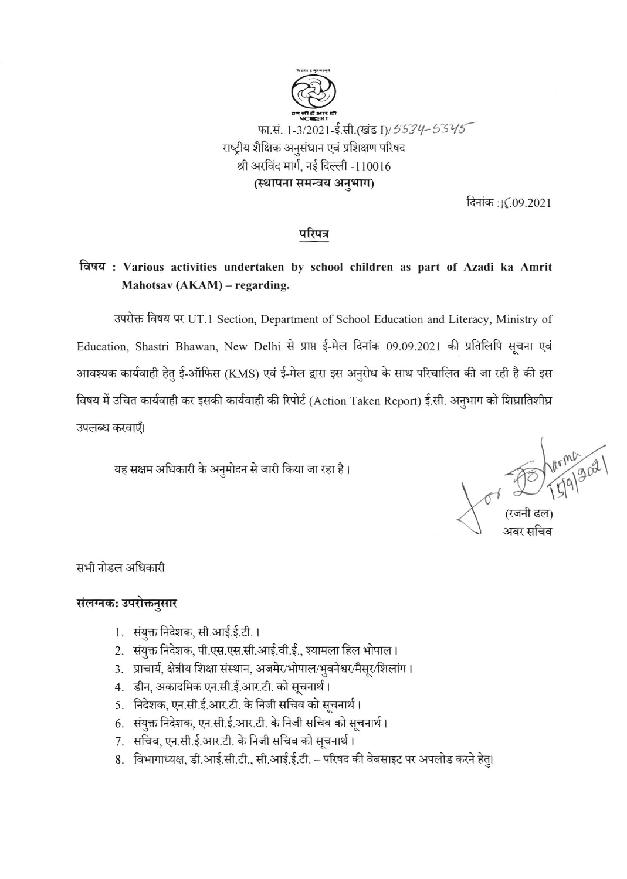फा.सं. 1-3/2021-ई.सी.(खंड I)/5534-5545

राष्ट्रीय शैक्षिक अनुसंधान एवं प्रशिक्षण परिषद

श्री अरविंद मार्ग, नई दिल्ली -110016

**(स्थापना समन्वय अनुभाग)**

दिनांक :15.09.2021

## परिपत्र

**विषय : Various activities undertaken by school children as part of Azadi ka Amrit Mahotsav (AKAM) – regarding.**

उपरोक्त विषय पर UT.1 Section, Department of School Education and Literacy, Ministry of Education, Shastri Bhawan, New Delhi से प्राप्त ई-मेल दिनांक 09.09.2021 की प्रतिलिपि सूचना एवं आवश्यक कार्यवाही हेतु ई-ऑफिस (KMS) एवं ई-मेल द्वारा इस अनुरोध के साथ परिचालित की जा रही है की इस विषय में उचित कार्यवाही कर इसकी कार्यवाही की रिपोर्ट (Action Taken Report) ई.सी. अनुभाग को शिघ्रातिशीघ्र उपलब्ध करवाएँ।

यह सक्षम अधिकारी के अनुमोदन से जारी किया जा रहा है।

for Sharma 15/9/2021

(रजनी ढल)

अवर सचिव

सभी नोडल अधिकारी

**संलग्नक: उपरोक्तनुसार**

1. संयुक्त निदेशक, सी.आई.ई.टी.।
2. संयुक्त निदेशक, पी.एस.एस.सी.आई.वी.ई., श्यामला हिल भोपाल।
3. प्राचार्य, क्षेत्रीय शिक्षा संस्थान, अजमेर/भोपाल/भुवनेश्वर/मैसूर/शिलांग।
4. डीन, अकादमिक एन.सी.ई.आर.टी. को सूचनार्थ।
5. निदेशक, एन.सी.ई.आर.टी. के निजी सचिव को सूचनार्थ।
6. संयुक्त निदेशक, एन.सी.ई.आर.टी. के निजी सचिव को सूचनार्थ।
7. सचिव, एन.सी.ई.आर.टी. के निजी सचिव को सूचनार्थ।
8. विभागाध्यक्ष, डी.आई.सी.टी., सी.आई.ई.टी. – परिषद की वेबसाइट पर अपलोड करने हेतु।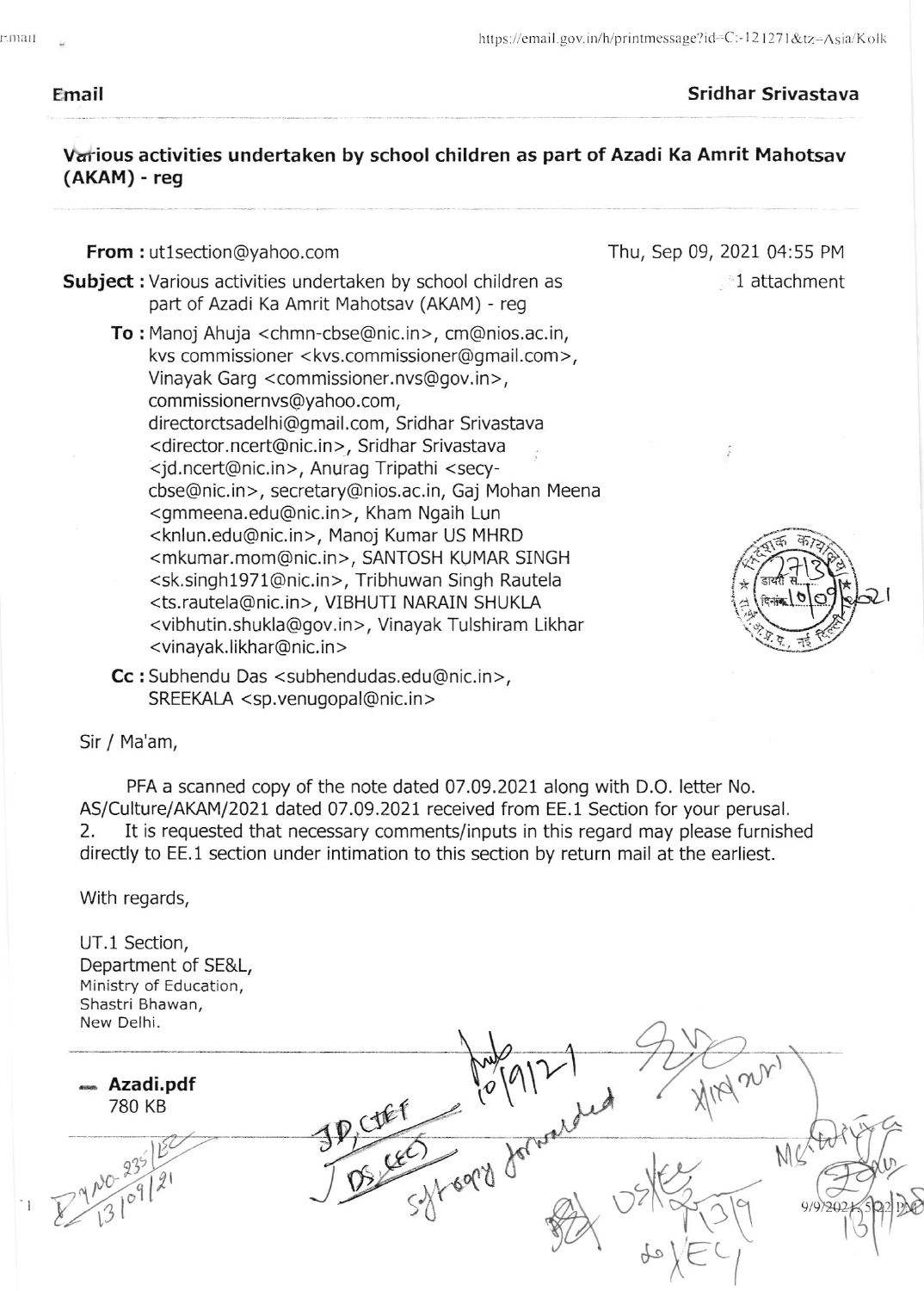**Email** **Sridhar Srivastava**

## Various activities undertaken by school children as part of Azadi Ka Amrit Mahotsav (AKAM) - reg

**From :** ut1section@yahoo.com

Thu, Sep 09, 2021 04:55 PM

1 attachment

**Subject :** Various activities undertaken by school children as part of Azadi Ka Amrit Mahotsav (AKAM) - reg

**To :** Manoj Ahuja <chmn-cbse@nic.in>, cm@nios.ac.in, kvs commissioner <kvs.commissioner@gmail.com>, Vinayak Garg <commissioner.nvs@gov.in>, commissionernvs@yahoo.com, directorctsadelhi@gmail.com, Sridhar Srivastava <director.ncert@nic.in>, Sridhar Srivastava <jd.ncert@nic.in>, Anurag Tripathi <secy-cbse@nic.in>, secretary@nios.ac.in, Gaj Mohan Meena <gmmeena.edu@nic.in>, Kham Ngaih Lun <knlun.edu@nic.in>, Manoj Kumar US MHRD <mkumar.mom@nic.in>, SANTOSH KUMAR SINGH <sk.singh1971@nic.in>, Tribhuwan Singh Rautela <ts.rautela@nic.in>, VIBHUTI NARAIN SHUKLA <vibhutin.shukla@gov.in>, Vinayak Tulshiram Likhar <vinayak.likhar@nic.in>

**Cc :** Subhendu Das <subhendudas.edu@nic.in>, SREEKALA <sp.venugopal@nic.in>

निदेशक कार्यालय डायरी सं. 2713 दिनांक 10/09/2021

Sir / Ma'am,

PFA a scanned copy of the note dated 07.09.2021 along with D.O. letter No. AS/Culture/AKAM/2021 dated 07.09.2021 received from EE.1 Section for your perusal.

2. It is requested that necessary comments/inputs in this regard may please furnished directly to EE.1 section under intimation to this section by return mail at the earliest.

With regards,

UT.1 Section,
Department of SE&L,
Ministry of Education,
Shastri Bhawan,
New Delhi.

**Azadi.pdf**
780 KB

D.No. 235/EE 13/09/21

JD, CIET
DS, CEC
Soft copy forwarded
10/9/21

DS/EE
13/9
DD/EE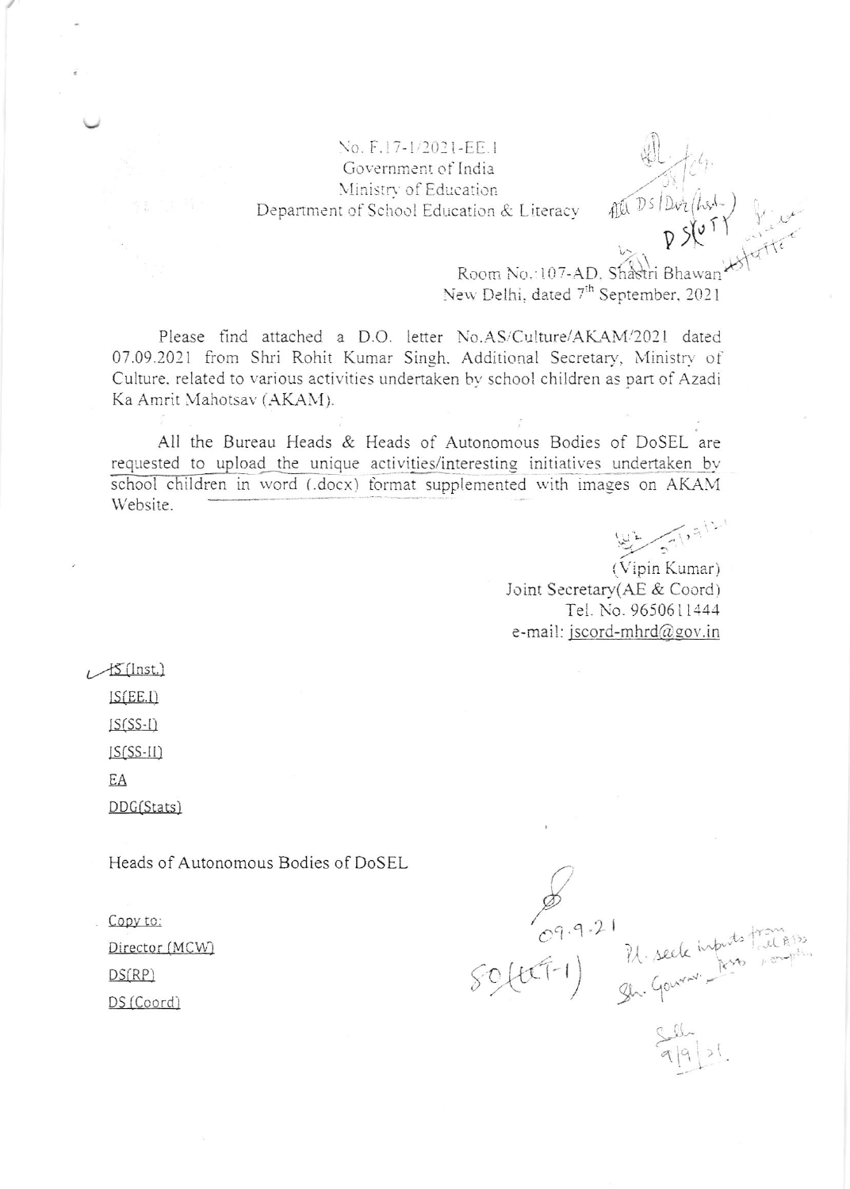No. F.17-1/2021-EE.I
Government of India
Ministry of Education
Department of School Education & Literacy

Room No.:107-AD, Shastri Bhawan
New Delhi, dated 7[th] September, 2021

Please find attached a D.O. letter No.AS/Culture/AKAM/2021 dated 07.09.2021 from Shri Rohit Kumar Singh, Additional Secretary, Ministry of Culture, related to various activities undertaken by school children as part of Azadi Ka Amrit Mahotsav (AKAM).

All the Bureau Heads & Heads of Autonomous Bodies of DoSEL are requested to upload the unique activities/interesting initiatives undertaken by school children in word (.docx) format supplemented with images on AKAM Website.

(Vipin Kumar)
Joint Secretary(AE & Coord)
Tel. No. 9650611444
e-mail: jscord-mhrd@gov.in

JS(Inst.)
JS(EE.I)
JS(SS-I)
JS(SS-II)
EA
DDG(Stats)

Heads of Autonomous Bodies of DoSEL

Copy to:
Director (MCW)
DS(RP)
DS (Coord)